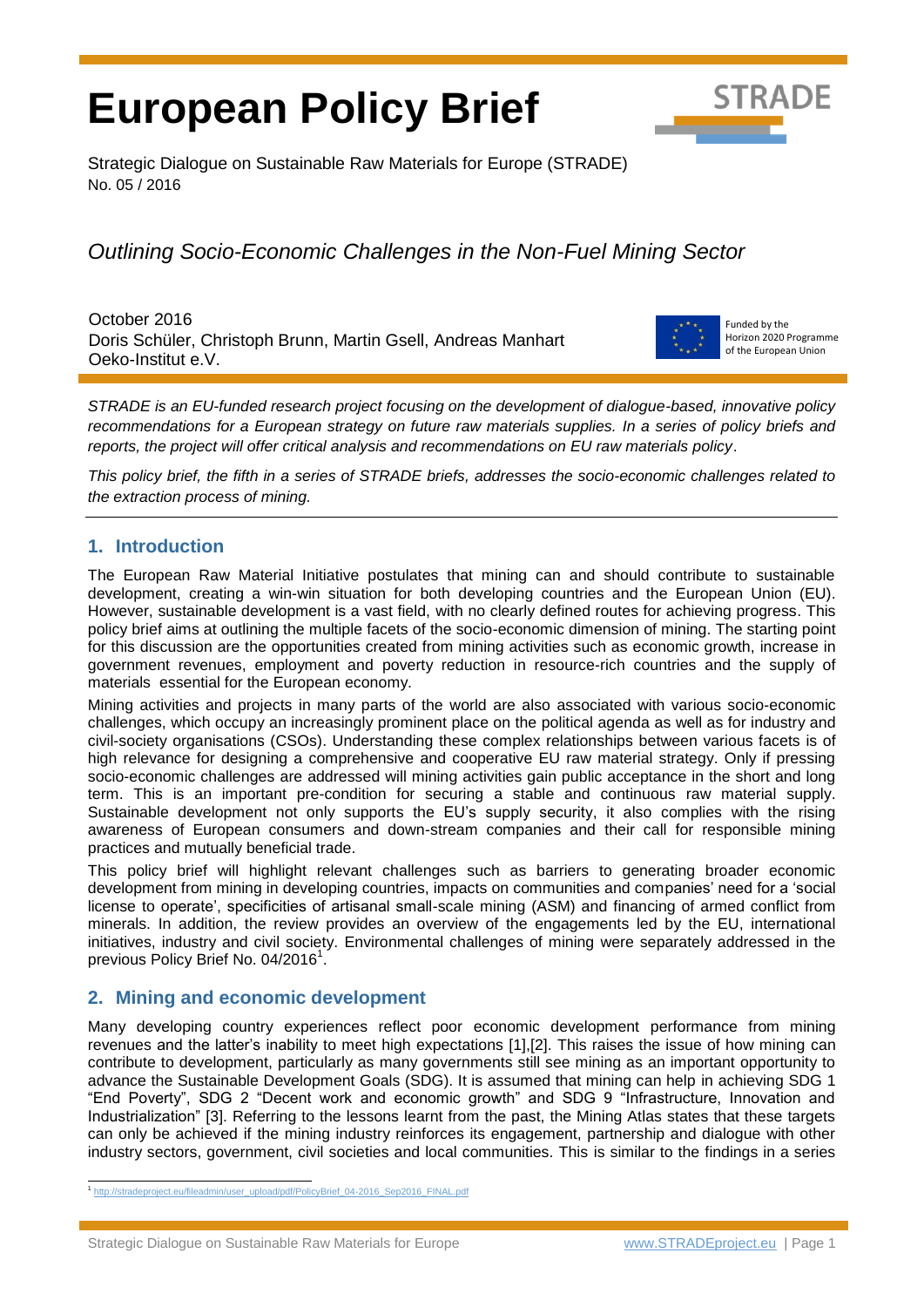# European Policy Brief

Strategic Dialogue on Sustainable Raw Materials for Europe (STRADE)
No. 05 / 2016

## *Outlining Socio-Economic Challenges in the Non-Fuel Mining Sector*

October 2016
Doris Schüler, Christoph Brunn, Martin Gsell, Andreas Manhart
Oeko-Institut e.V.

Funded by the Horizon 2020 Programme of the European Union

*STRADE is an EU-funded research project focusing on the development of dialogue-based, innovative policy recommendations for a European strategy on future raw materials supplies. In a series of policy briefs and reports, the project will offer critical analysis and recommendations on EU raw materials policy.*

*This policy brief, the fifth in a series of STRADE briefs, addresses the socio-economic challenges related to the extraction process of mining.*

## 1. Introduction

The European Raw Material Initiative postulates that mining can and should contribute to sustainable development, creating a win-win situation for both developing countries and the European Union (EU). However, sustainable development is a vast field, with no clearly defined routes for achieving progress. This policy brief aims at outlining the multiple facets of the socio-economic dimension of mining. The starting point for this discussion are the opportunities created from mining activities such as economic growth, increase in government revenues, employment and poverty reduction in resource-rich countries and the supply of materials essential for the European economy.

Mining activities and projects in many parts of the world are also associated with various socio-economic challenges, which occupy an increasingly prominent place on the political agenda as well as for industry and civil-society organisations (CSOs). Understanding these complex relationships between various facets is of high relevance for designing a comprehensive and cooperative EU raw material strategy. Only if pressing socio-economic challenges are addressed will mining activities gain public acceptance in the short and long term. This is an important pre-condition for securing a stable and continuous raw material supply. Sustainable development not only supports the EU's supply security, it also complies with the rising awareness of European consumers and down-stream companies and their call for responsible mining practices and mutually beneficial trade.

This policy brief will highlight relevant challenges such as barriers to generating broader economic development from mining in developing countries, impacts on communities and companies' need for a 'social license to operate', specificities of artisanal small-scale mining (ASM) and financing of armed conflict from minerals. In addition, the review provides an overview of the engagements led by the EU, international initiatives, industry and civil society. Environmental challenges of mining were separately addressed in the previous Policy Brief No. 04/2016[1].

## 2. Mining and economic development

Many developing country experiences reflect poor economic development performance from mining revenues and the latter's inability to meet high expectations [1],[2]. This raises the issue of how mining can contribute to development, particularly as many governments still see mining as an important opportunity to advance the Sustainable Development Goals (SDG). It is assumed that mining can help in achieving SDG 1 "End Poverty", SDG 2 "Decent work and economic growth" and SDG 9 "Infrastructure, Innovation and Industrialization" [3]. Referring to the lessons learnt from the past, the Mining Atlas states that these targets can only be achieved if the mining industry reinforces its engagement, partnership and dialogue with other industry sectors, government, civil societies and local communities. This is similar to the findings in a series

[1] http://stradeproject.eu/fileadmin/user_upload/pdf/PolicyBrief_04-2016_Sep2016_FINAL.pdf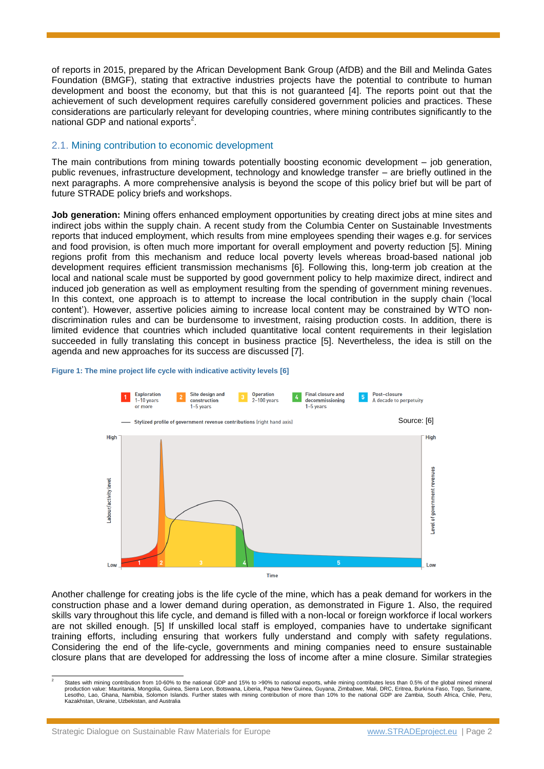of reports in 2015, prepared by the African Development Bank Group (AfDB) and the Bill and Melinda Gates Foundation (BMGF), stating that extractive industries projects have the potential to contribute to human development and boost the economy, but that this is not guaranteed [4]. The reports point out that the achievement of such development requires carefully considered government policies and practices. These considerations are particularly relevant for developing countries, where mining contributes significantly to the national GDP and national exports[2].

## 2.1. Mining contribution to economic development

The main contributions from mining towards potentially boosting economic development – job generation, public revenues, infrastructure development, technology and knowledge transfer – are briefly outlined in the next paragraphs. A more comprehensive analysis is beyond the scope of this policy brief but will be part of future STRADE policy briefs and workshops.

**Job generation:** Mining offers enhanced employment opportunities by creating direct jobs at mine sites and indirect jobs within the supply chain. A recent study from the Columbia Center on Sustainable Investments reports that induced employment, which results from mine employees spending their wages e.g. for services and food provision, is often much more important for overall employment and poverty reduction [5]. Mining regions profit from this mechanism and reduce local poverty levels whereas broad-based national job development requires efficient transmission mechanisms [6]. Following this, long-term job creation at the local and national scale must be supported by good government policy to help maximize direct, indirect and induced job generation as well as employment resulting from the spending of government mining revenues. In this context, one approach is to attempt to increase the local contribution in the supply chain ('local content'). However, assertive policies aiming to increase local content may be constrained by WTO non-discrimination rules and can be burdensome to investment, raising production costs. In addition, there is limited evidence that countries which included quantitative local content requirements in their legislation succeeded in fully translating this concept in business practice [5]. Nevertheless, the idea is still on the agenda and new approaches for its success are discussed [7].

**Figure 1: The mine project life cycle with indicative activity levels [6]**

Another challenge for creating jobs is the life cycle of the mine, which has a peak demand for workers in the construction phase and a lower demand during operation, as demonstrated in Figure 1. Also, the required skills vary throughout this life cycle, and demand is filled with a non-local or foreign workforce if local workers are not skilled enough. [5] If unskilled local staff is employed, companies have to undertake significant training efforts, including ensuring that workers fully understand and comply with safety regulations. Considering the end of the life-cycle, governments and mining companies need to ensure sustainable closure plans that are developed for addressing the loss of income after a mine closure. Similar strategies

---

[2] States with mining contribution from 10-60% to the national GDP and 15% to >90% to national exports, while mining contributes less than 0.5% of the global mined mineral production value: Mauritania, Mongolia, Guinea, Sierra Leon, Botswana, Liberia, Papua New Guinea, Guyana, Zimbabwe, Mali, DRC, Eritrea, Burkina Faso, Togo, Suriname, Lesotho, Lao, Ghana, Namibia, Solomon Islands. Further states with mining contribution of more than 10% to the national GDP are Zambia, South Africa, Chile, Peru, Kazakhstan, Ukraine, Uzbekistan, and Australia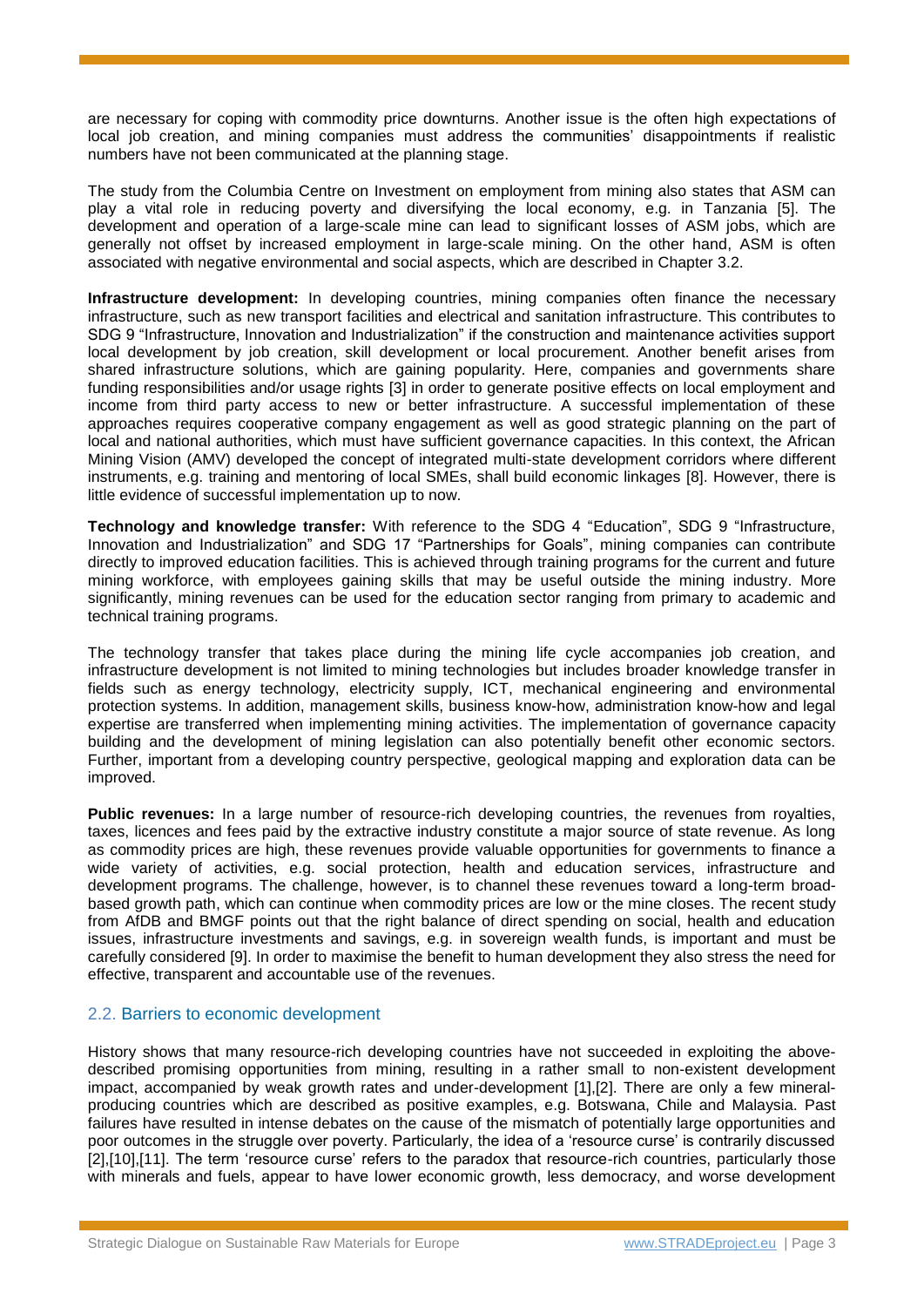are necessary for coping with commodity price downturns. Another issue is the often high expectations of local job creation, and mining companies must address the communities' disappointments if realistic numbers have not been communicated at the planning stage.

The study from the Columbia Centre on Investment on employment from mining also states that ASM can play a vital role in reducing poverty and diversifying the local economy, e.g. in Tanzania [5]. The development and operation of a large-scale mine can lead to significant losses of ASM jobs, which are generally not offset by increased employment in large-scale mining. On the other hand, ASM is often associated with negative environmental and social aspects, which are described in Chapter 3.2.

**Infrastructure development:** In developing countries, mining companies often finance the necessary infrastructure, such as new transport facilities and electrical and sanitation infrastructure. This contributes to SDG 9 "Infrastructure, Innovation and Industrialization" if the construction and maintenance activities support local development by job creation, skill development or local procurement. Another benefit arises from shared infrastructure solutions, which are gaining popularity. Here, companies and governments share funding responsibilities and/or usage rights [3] in order to generate positive effects on local employment and income from third party access to new or better infrastructure. A successful implementation of these approaches requires cooperative company engagement as well as good strategic planning on the part of local and national authorities, which must have sufficient governance capacities. In this context, the African Mining Vision (AMV) developed the concept of integrated multi-state development corridors where different instruments, e.g. training and mentoring of local SMEs, shall build economic linkages [8]. However, there is little evidence of successful implementation up to now.

**Technology and knowledge transfer:** With reference to the SDG 4 "Education", SDG 9 "Infrastructure, Innovation and Industrialization" and SDG 17 "Partnerships for Goals", mining companies can contribute directly to improved education facilities. This is achieved through training programs for the current and future mining workforce, with employees gaining skills that may be useful outside the mining industry. More significantly, mining revenues can be used for the education sector ranging from primary to academic and technical training programs.

The technology transfer that takes place during the mining life cycle accompanies job creation, and infrastructure development is not limited to mining technologies but includes broader knowledge transfer in fields such as energy technology, electricity supply, ICT, mechanical engineering and environmental protection systems. In addition, management skills, business know-how, administration know-how and legal expertise are transferred when implementing mining activities. The implementation of governance capacity building and the development of mining legislation can also potentially benefit other economic sectors. Further, important from a developing country perspective, geological mapping and exploration data can be improved.

**Public revenues:** In a large number of resource-rich developing countries, the revenues from royalties, taxes, licences and fees paid by the extractive industry constitute a major source of state revenue. As long as commodity prices are high, these revenues provide valuable opportunities for governments to finance a wide variety of activities, e.g. social protection, health and education services, infrastructure and development programs. The challenge, however, is to channel these revenues toward a long-term broad-based growth path, which can continue when commodity prices are low or the mine closes. The recent study from AfDB and BMGF points out that the right balance of direct spending on social, health and education issues, infrastructure investments and savings, e.g. in sovereign wealth funds, is important and must be carefully considered [9]. In order to maximise the benefit to human development they also stress the need for effective, transparent and accountable use of the revenues.

## 2.2. Barriers to economic development

History shows that many resource-rich developing countries have not succeeded in exploiting the above-described promising opportunities from mining, resulting in a rather small to non-existent development impact, accompanied by weak growth rates and under-development [1],[2]. There are only a few mineral-producing countries which are described as positive examples, e.g. Botswana, Chile and Malaysia. Past failures have resulted in intense debates on the cause of the mismatch of potentially large opportunities and poor outcomes in the struggle over poverty. Particularly, the idea of a 'resource curse' is contrarily discussed [2],[10],[11]. The term 'resource curse' refers to the paradox that resource-rich countries, particularly those with minerals and fuels, appear to have lower economic growth, less democracy, and worse development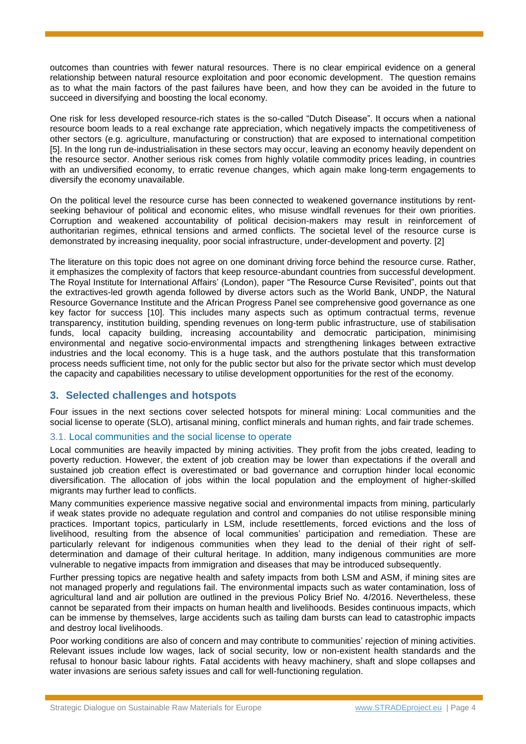outcomes than countries with fewer natural resources. There is no clear empirical evidence on a general relationship between natural resource exploitation and poor economic development. The question remains as to what the main factors of the past failures have been, and how they can be avoided in the future to succeed in diversifying and boosting the local economy.

One risk for less developed resource-rich states is the so-called "Dutch Disease". It occurs when a national resource boom leads to a real exchange rate appreciation, which negatively impacts the competitiveness of other sectors (e.g. agriculture, manufacturing or construction) that are exposed to international competition [5]. In the long run de-industrialisation in these sectors may occur, leaving an economy heavily dependent on the resource sector. Another serious risk comes from highly volatile commodity prices leading, in countries with an undiversified economy, to erratic revenue changes, which again make long-term engagements to diversify the economy unavailable.

On the political level the resource curse has been connected to weakened governance institutions by rent-seeking behaviour of political and economic elites, who misuse windfall revenues for their own priorities. Corruption and weakened accountability of political decision-makers may result in reinforcement of authoritarian regimes, ethnical tensions and armed conflicts. The societal level of the resource curse is demonstrated by increasing inequality, poor social infrastructure, under-development and poverty. [2]

The literature on this topic does not agree on one dominant driving force behind the resource curse. Rather, it emphasizes the complexity of factors that keep resource-abundant countries from successful development. The Royal Institute for International Affairs' (London), paper "The Resource Curse Revisited", points out that the extractives-led growth agenda followed by diverse actors such as the World Bank, UNDP, the Natural Resource Governance Institute and the African Progress Panel see comprehensive good governance as one key factor for success [10]. This includes many aspects such as optimum contractual terms, revenue transparency, institution building, spending revenues on long-term public infrastructure, use of stabilisation funds, local capacity building, increasing accountability and democratic participation, minimising environmental and negative socio-environmental impacts and strengthening linkages between extractive industries and the local economy. This is a huge task, and the authors postulate that this transformation process needs sufficient time, not only for the public sector but also for the private sector which must develop the capacity and capabilities necessary to utilise development opportunities for the rest of the economy.

## 3. Selected challenges and hotspots

Four issues in the next sections cover selected hotspots for mineral mining: Local communities and the social license to operate (SLO), artisanal mining, conflict minerals and human rights, and fair trade schemes.

### 3.1. Local communities and the social license to operate

Local communities are heavily impacted by mining activities. They profit from the jobs created, leading to poverty reduction. However, the extent of job creation may be lower than expectations if the overall and sustained job creation effect is overestimated or bad governance and corruption hinder local economic diversification. The allocation of jobs within the local population and the employment of higher-skilled migrants may further lead to conflicts.

Many communities experience massive negative social and environmental impacts from mining, particularly if weak states provide no adequate regulation and control and companies do not utilise responsible mining practices. Important topics, particularly in LSM, include resettlements, forced evictions and the loss of livelihood, resulting from the absence of local communities' participation and remediation. These are particularly relevant for indigenous communities when they lead to the denial of their right of self-determination and damage of their cultural heritage. In addition, many indigenous communities are more vulnerable to negative impacts from immigration and diseases that may be introduced subsequently.

Further pressing topics are negative health and safety impacts from both LSM and ASM, if mining sites are not managed properly and regulations fail. The environmental impacts such as water contamination, loss of agricultural land and air pollution are outlined in the previous Policy Brief No. 4/2016. Nevertheless, these cannot be separated from their impacts on human health and livelihoods. Besides continuous impacts, which can be immense by themselves, large accidents such as tailing dam bursts can lead to catastrophic impacts and destroy local livelihoods.

Poor working conditions are also of concern and may contribute to communities' rejection of mining activities. Relevant issues include low wages, lack of social security, low or non-existent health standards and the refusal to honour basic labour rights. Fatal accidents with heavy machinery, shaft and slope collapses and water invasions are serious safety issues and call for well-functioning regulation.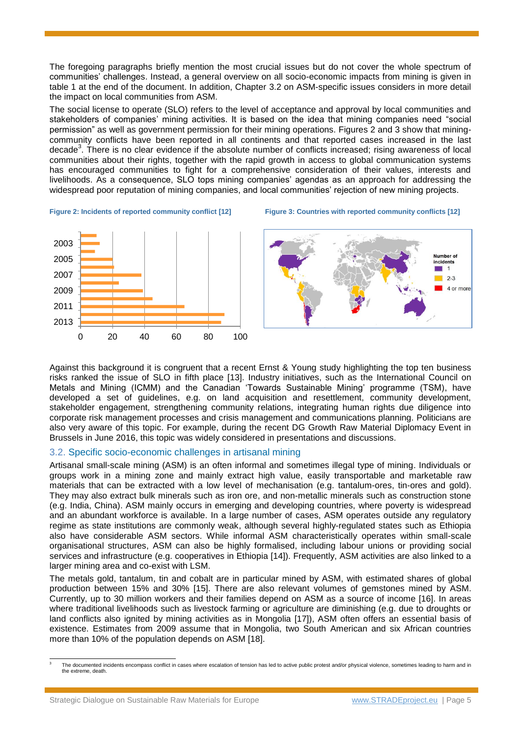The foregoing paragraphs briefly mention the most crucial issues but do not cover the whole spectrum of communities' challenges. Instead, a general overview on all socio-economic impacts from mining is given in table 1 at the end of the document. In addition, Chapter 3.2 on ASM-specific issues considers in more detail the impact on local communities from ASM.

The social license to operate (SLO) refers to the level of acceptance and approval by local communities and stakeholders of companies' mining activities. It is based on the idea that mining companies need "social permission" as well as government permission for their mining operations. Figures 2 and 3 show that mining-community conflicts have been reported in all continents and that reported cases increased in the last decade[3]. There is no clear evidence if the absolute number of conflicts increased; rising awareness of local communities about their rights, together with the rapid growth in access to global communication systems has encouraged communities to fight for a comprehensive consideration of their values, interests and livelihoods. As a consequence, SLO tops mining companies' agendas as an approach for addressing the widespread poor reputation of mining companies, and local communities' rejection of new mining projects.

**Figure 2: Incidents of reported community conflict [12]**

**Figure 3: Countries with reported community conflicts [12]**

Against this background it is congruent that a recent Ernst & Young study highlighting the top ten business risks ranked the issue of SLO in fifth place [13]. Industry initiatives, such as the International Council on Metals and Mining (ICMM) and the Canadian 'Towards Sustainable Mining' programme (TSM), have developed a set of guidelines, e.g. on land acquisition and resettlement, community development, stakeholder engagement, strengthening community relations, integrating human rights due diligence into corporate risk management processes and crisis management and communications planning. Politicians are also very aware of this topic. For example, during the recent DG Growth Raw Material Diplomacy Event in Brussels in June 2016, this topic was widely considered in presentations and discussions.

## 3.2. Specific socio-economic challenges in artisanal mining

Artisanal small-scale mining (ASM) is an often informal and sometimes illegal type of mining. Individuals or groups work in a mining zone and mainly extract high value, easily transportable and marketable raw materials that can be extracted with a low level of mechanisation (e.g. tantalum-ores, tin-ores and gold). They may also extract bulk minerals such as iron ore, and non-metallic minerals such as construction stone (e.g. India, China). ASM mainly occurs in emerging and developing countries, where poverty is widespread and an abundant workforce is available. In a large number of cases, ASM operates outside any regulatory regime as state institutions are commonly weak, although several highly-regulated states such as Ethiopia also have considerable ASM sectors. While informal ASM characteristically operates within small-scale organisational structures, ASM can also be highly formalised, including labour unions or providing social services and infrastructure (e.g. cooperatives in Ethiopia [14]). Frequently, ASM activities are also linked to a larger mining area and co-exist with LSM.

The metals gold, tantalum, tin and cobalt are in particular mined by ASM, with estimated shares of global production between 15% and 30% [15]. There are also relevant volumes of gemstones mined by ASM. Currently, up to 30 million workers and their families depend on ASM as a source of income [16]. In areas where traditional livelihoods such as livestock farming or agriculture are diminishing (e.g. due to droughts or land conflicts also ignited by mining activities as in Mongolia [17]), ASM often offers an essential basis of existence. Estimates from 2009 assume that in Mongolia, two South American and six African countries more than 10% of the population depends on ASM [18].

---

[3] The documented incidents encompass conflict in cases where escalation of tension has led to active public protest and/or physical violence, sometimes leading to harm and in the extreme, death.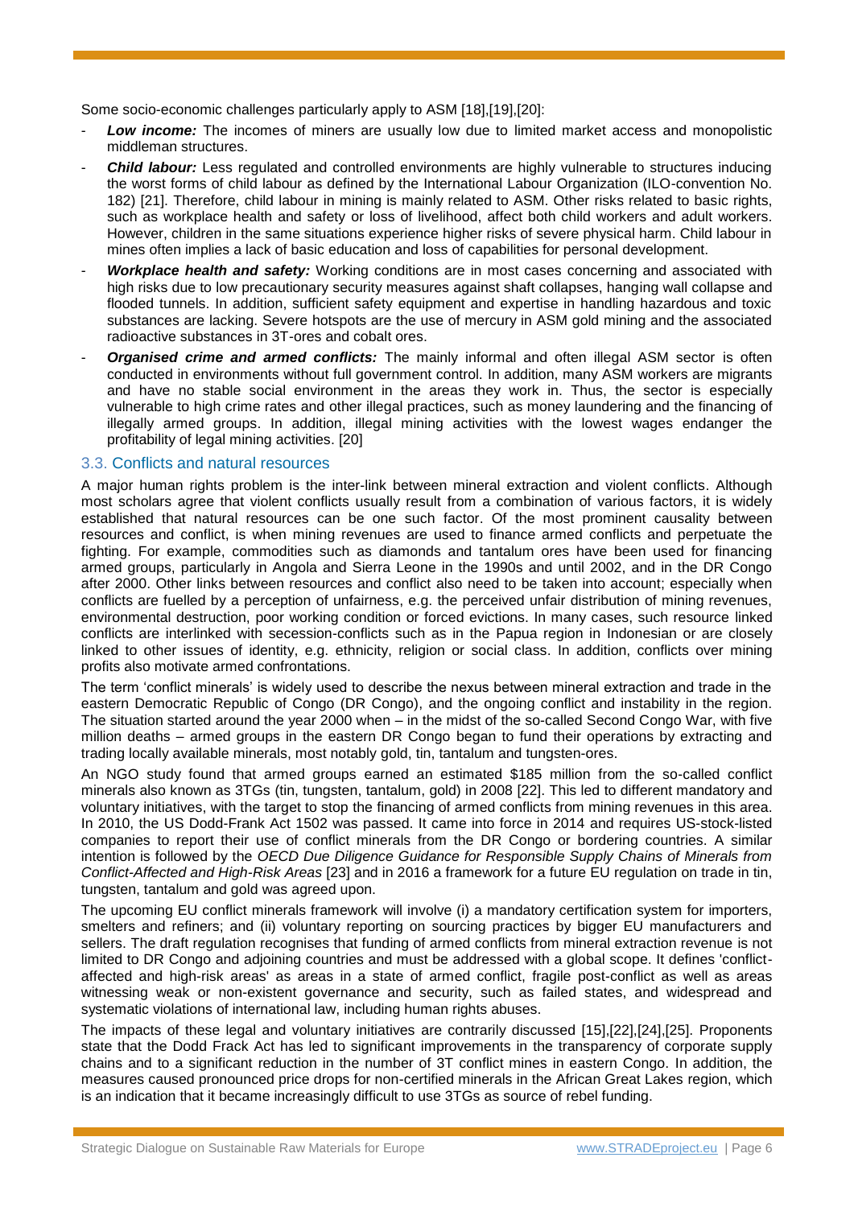Some socio-economic challenges particularly apply to ASM [18],[19],[20]:

- ***Low income:*** The incomes of miners are usually low due to limited market access and monopolistic middleman structures.
- ***Child labour:*** Less regulated and controlled environments are highly vulnerable to structures inducing the worst forms of child labour as defined by the International Labour Organization (ILO-convention No. 182) [21]. Therefore, child labour in mining is mainly related to ASM. Other risks related to basic rights, such as workplace health and safety or loss of livelihood, affect both child workers and adult workers. However, children in the same situations experience higher risks of severe physical harm. Child labour in mines often implies a lack of basic education and loss of capabilities for personal development.
- ***Workplace health and safety:*** Working conditions are in most cases concerning and associated with high risks due to low precautionary security measures against shaft collapses, hanging wall collapse and flooded tunnels. In addition, sufficient safety equipment and expertise in handling hazardous and toxic substances are lacking. Severe hotspots are the use of mercury in ASM gold mining and the associated radioactive substances in 3T-ores and cobalt ores.
- ***Organised crime and armed conflicts:*** The mainly informal and often illegal ASM sector is often conducted in environments without full government control. In addition, many ASM workers are migrants and have no stable social environment in the areas they work in. Thus, the sector is especially vulnerable to high crime rates and other illegal practices, such as money laundering and the financing of illegally armed groups. In addition, illegal mining activities with the lowest wages endanger the profitability of legal mining activities. [20]

## 3.3. Conflicts and natural resources

A major human rights problem is the inter-link between mineral extraction and violent conflicts. Although most scholars agree that violent conflicts usually result from a combination of various factors, it is widely established that natural resources can be one such factor. Of the most prominent causality between resources and conflict, is when mining revenues are used to finance armed conflicts and perpetuate the fighting. For example, commodities such as diamonds and tantalum ores have been used for financing armed groups, particularly in Angola and Sierra Leone in the 1990s and until 2002, and in the DR Congo after 2000. Other links between resources and conflict also need to be taken into account; especially when conflicts are fuelled by a perception of unfairness, e.g. the perceived unfair distribution of mining revenues, environmental destruction, poor working condition or forced evictions. In many cases, such resource linked conflicts are interlinked with secession-conflicts such as in the Papua region in Indonesian or are closely linked to other issues of identity, e.g. ethnicity, religion or social class. In addition, conflicts over mining profits also motivate armed confrontations.

The term 'conflict minerals' is widely used to describe the nexus between mineral extraction and trade in the eastern Democratic Republic of Congo (DR Congo), and the ongoing conflict and instability in the region. The situation started around the year 2000 when – in the midst of the so-called Second Congo War, with five million deaths – armed groups in the eastern DR Congo began to fund their operations by extracting and trading locally available minerals, most notably gold, tin, tantalum and tungsten-ores.

An NGO study found that armed groups earned an estimated $185 million from the so-called conflict minerals also known as 3TGs (tin, tungsten, tantalum, gold) in 2008 [22]. This led to different mandatory and voluntary initiatives, with the target to stop the financing of armed conflicts from mining revenues in this area. In 2010, the US Dodd-Frank Act 1502 was passed. It came into force in 2014 and requires US-stock-listed companies to report their use of conflict minerals from the DR Congo or bordering countries. A similar intention is followed by the *OECD Due Diligence Guidance for Responsible Supply Chains of Minerals from Conflict-Affected and High-Risk Areas* [23] and in 2016 a framework for a future EU regulation on trade in tin, tungsten, tantalum and gold was agreed upon.

The upcoming EU conflict minerals framework will involve (i) a mandatory certification system for importers, smelters and refiners; and (ii) voluntary reporting on sourcing practices by bigger EU manufacturers and sellers. The draft regulation recognises that funding of armed conflicts from mineral extraction revenue is not limited to DR Congo and adjoining countries and must be addressed with a global scope. It defines 'conflict-affected and high-risk areas' as areas in a state of armed conflict, fragile post-conflict as well as areas witnessing weak or non-existent governance and security, such as failed states, and widespread and systematic violations of international law, including human rights abuses.

The impacts of these legal and voluntary initiatives are contrarily discussed [15],[22],[24],[25]. Proponents state that the Dodd Frack Act has led to significant improvements in the transparency of corporate supply chains and to a significant reduction in the number of 3T conflict mines in eastern Congo. In addition, the measures caused pronounced price drops for non-certified minerals in the African Great Lakes region, which is an indication that it became increasingly difficult to use 3TGs as source of rebel funding.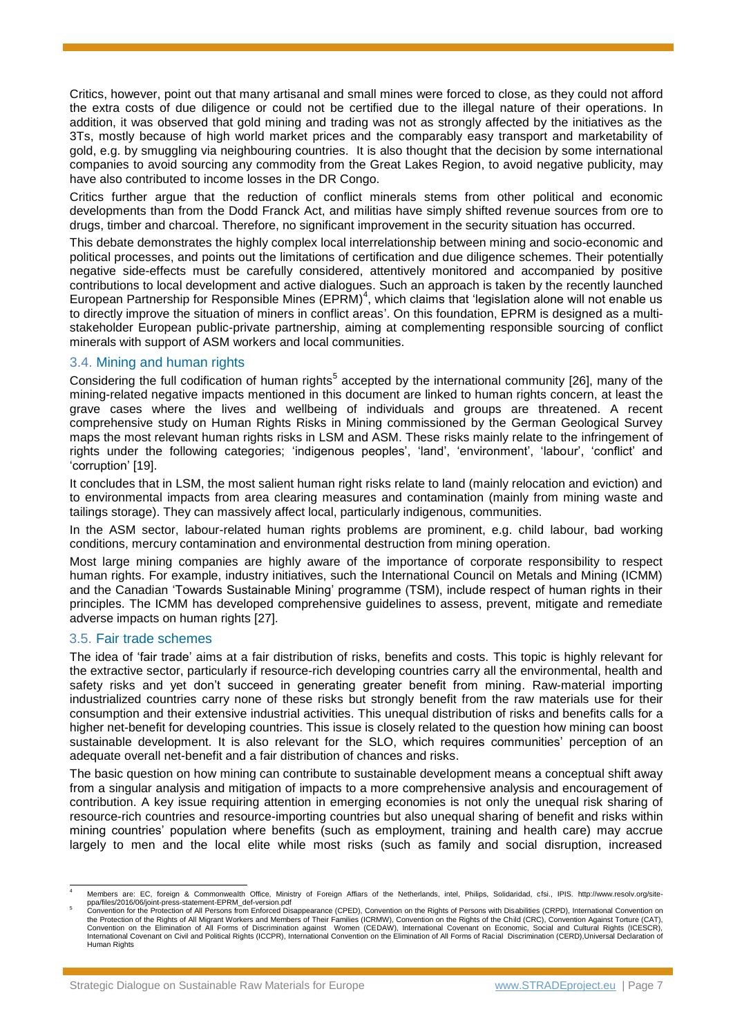Critics, however, point out that many artisanal and small mines were forced to close, as they could not afford the extra costs of due diligence or could not be certified due to the illegal nature of their operations. In addition, it was observed that gold mining and trading was not as strongly affected by the initiatives as the 3Ts, mostly because of high world market prices and the comparably easy transport and marketability of gold, e.g. by smuggling via neighbouring countries. It is also thought that the decision by some international companies to avoid sourcing any commodity from the Great Lakes Region, to avoid negative publicity, may have also contributed to income losses in the DR Congo.

Critics further argue that the reduction of conflict minerals stems from other political and economic developments than from the Dodd Franck Act, and militias have simply shifted revenue sources from ore to drugs, timber and charcoal. Therefore, no significant improvement in the security situation has occurred.

This debate demonstrates the highly complex local interrelationship between mining and socio-economic and political processes, and points out the limitations of certification and due diligence schemes. Their potentially negative side-effects must be carefully considered, attentively monitored and accompanied by positive contributions to local development and active dialogues. Such an approach is taken by the recently launched European Partnership for Responsible Mines (EPRM)[4], which claims that 'legislation alone will not enable us to directly improve the situation of miners in conflict areas'. On this foundation, EPRM is designed as a multi-stakeholder European public-private partnership, aiming at complementing responsible sourcing of conflict minerals with support of ASM workers and local communities.

### 3.4. Mining and human rights

Considering the full codification of human rights[5] accepted by the international community [26], many of the mining-related negative impacts mentioned in this document are linked to human rights concern, at least the grave cases where the lives and wellbeing of individuals and groups are threatened. A recent comprehensive study on Human Rights Risks in Mining commissioned by the German Geological Survey maps the most relevant human rights risks in LSM and ASM. These risks mainly relate to the infringement of rights under the following categories; 'indigenous peoples', 'land', 'environment', 'labour', 'conflict' and 'corruption' [19].

It concludes that in LSM, the most salient human right risks relate to land (mainly relocation and eviction) and to environmental impacts from area clearing measures and contamination (mainly from mining waste and tailings storage). They can massively affect local, particularly indigenous, communities.

In the ASM sector, labour-related human rights problems are prominent, e.g. child labour, bad working conditions, mercury contamination and environmental destruction from mining operation.

Most large mining companies are highly aware of the importance of corporate responsibility to respect human rights. For example, industry initiatives, such the International Council on Metals and Mining (ICMM) and the Canadian 'Towards Sustainable Mining' programme (TSM), include respect of human rights in their principles. The ICMM has developed comprehensive guidelines to assess, prevent, mitigate and remediate adverse impacts on human rights [27].

### 3.5. Fair trade schemes

The idea of 'fair trade' aims at a fair distribution of risks, benefits and costs. This topic is highly relevant for the extractive sector, particularly if resource-rich developing countries carry all the environmental, health and safety risks and yet don't succeed in generating greater benefit from mining. Raw-material importing industrialized countries carry none of these risks but strongly benefit from the raw materials use for their consumption and their extensive industrial activities. This unequal distribution of risks and benefits calls for a higher net-benefit for developing countries. This issue is closely related to the question how mining can boost sustainable development. It is also relevant for the SLO, which requires communities' perception of an adequate overall net-benefit and a fair distribution of chances and risks.

The basic question on how mining can contribute to sustainable development means a conceptual shift away from a singular analysis and mitigation of impacts to a more comprehensive analysis and encouragement of contribution. A key issue requiring attention in emerging economies is not only the unequal risk sharing of resource-rich countries and resource-importing countries but also unequal sharing of benefit and risks within mining countries' population where benefits (such as employment, training and health care) may accrue largely to men and the local elite while most risks (such as family and social disruption, increased

---

[4] Members are: EC, foreign & Commonwealth Office, Ministry of Foreign Affiars of the Netherlands, intel, Philips, Solidaridad, cfsi., IPIS. http://www.resolv.org/site-ppa/files/2016/06/joint-press-statement-EPRM_def-version.pdf

[5] Convention for the Protection of All Persons from Enforced Disappearance (CPED), Convention on the Rights of Persons with Disabilities (CRPD), International Convention on the Protection of the Rights of All Migrant Workers and Members of Their Families (ICRMW), Convention on the Rights of the Child (CRC), Convention Against Torture (CAT), Convention on the Elimination of All Forms of Discrimination against Women (CEDAW), International Covenant on Economic, Social and Cultural Rights (ICESCR), International Covenant on Civil and Political Rights (ICCPR), International Convention on the Elimination of All Forms of Racial Discrimination (CERD),Universal Declaration of Human Rights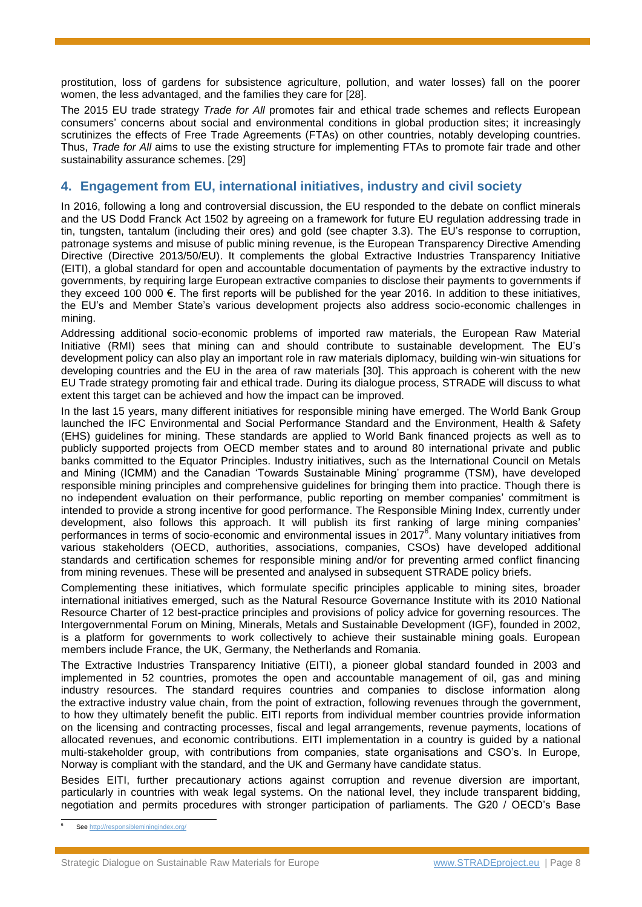prostitution, loss of gardens for subsistence agriculture, pollution, and water losses) fall on the poorer women, the less advantaged, and the families they care for [28].

The 2015 EU trade strategy *Trade for All* promotes fair and ethical trade schemes and reflects European consumers' concerns about social and environmental conditions in global production sites; it increasingly scrutinizes the effects of Free Trade Agreements (FTAs) on other countries, notably developing countries. Thus, *Trade for All* aims to use the existing structure for implementing FTAs to promote fair trade and other sustainability assurance schemes. [29]

## 4. Engagement from EU, international initiatives, industry and civil society

In 2016, following a long and controversial discussion, the EU responded to the debate on conflict minerals and the US Dodd Franck Act 1502 by agreeing on a framework for future EU regulation addressing trade in tin, tungsten, tantalum (including their ores) and gold (see chapter 3.3). The EU's response to corruption, patronage systems and misuse of public mining revenue, is the European Transparency Directive Amending Directive (Directive 2013/50/EU). It complements the global Extractive Industries Transparency Initiative (EITI), a global standard for open and accountable documentation of payments by the extractive industry to governments, by requiring large European extractive companies to disclose their payments to governments if they exceed 100 000 €. The first reports will be published for the year 2016. In addition to these initiatives, the EU's and Member State's various development projects also address socio-economic challenges in mining.

Addressing additional socio-economic problems of imported raw materials, the European Raw Material Initiative (RMI) sees that mining can and should contribute to sustainable development. The EU's development policy can also play an important role in raw materials diplomacy, building win-win situations for developing countries and the EU in the area of raw materials [30]. This approach is coherent with the new EU Trade strategy promoting fair and ethical trade. During its dialogue process, STRADE will discuss to what extent this target can be achieved and how the impact can be improved.

In the last 15 years, many different initiatives for responsible mining have emerged. The World Bank Group launched the IFC Environmental and Social Performance Standard and the Environment, Health & Safety (EHS) guidelines for mining. These standards are applied to World Bank financed projects as well as to publicly supported projects from OECD member states and to around 80 international private and public banks committed to the Equator Principles. Industry initiatives, such as the International Council on Metals and Mining (ICMM) and the Canadian 'Towards Sustainable Mining' programme (TSM), have developed responsible mining principles and comprehensive guidelines for bringing them into practice. Though there is no independent evaluation on their performance, public reporting on member companies' commitment is intended to provide a strong incentive for good performance. The Responsible Mining Index, currently under development, also follows this approach. It will publish its first ranking of large mining companies' performances in terms of socio-economic and environmental issues in 2017[6]. Many voluntary initiatives from various stakeholders (OECD, authorities, associations, companies, CSOs) have developed additional standards and certification schemes for responsible mining and/or for preventing armed conflict financing from mining revenues. These will be presented and analysed in subsequent STRADE policy briefs.

Complementing these initiatives, which formulate specific principles applicable to mining sites, broader international initiatives emerged, such as the Natural Resource Governance Institute with its 2010 National Resource Charter of 12 best-practice principles and provisions of policy advice for governing resources. The Intergovernmental Forum on Mining, Minerals, Metals and Sustainable Development (IGF), founded in 2002, is a platform for governments to work collectively to achieve their sustainable mining goals. European members include France, the UK, Germany, the Netherlands and Romania.

The Extractive Industries Transparency Initiative (EITI), a pioneer global standard founded in 2003 and implemented in 52 countries, promotes the open and accountable management of oil, gas and mining industry resources. The standard requires countries and companies to disclose information along the extractive industry value chain, from the point of extraction, following revenues through the government, to how they ultimately benefit the public. EITI reports from individual member countries provide information on the licensing and contracting processes, fiscal and legal arrangements, revenue payments, locations of allocated revenues, and economic contributions. EITI implementation in a country is guided by a national multi-stakeholder group, with contributions from companies, state organisations and CSO's. In Europe, Norway is compliant with the standard, and the UK and Germany have candidate status.

Besides EITI, further precautionary actions against corruption and revenue diversion are important, particularly in countries with weak legal systems. On the national level, they include transparent bidding, negotiation and permits procedures with stronger participation of parliaments. The G20 / OECD's Base

[6] See http://responsibleminingindex.org/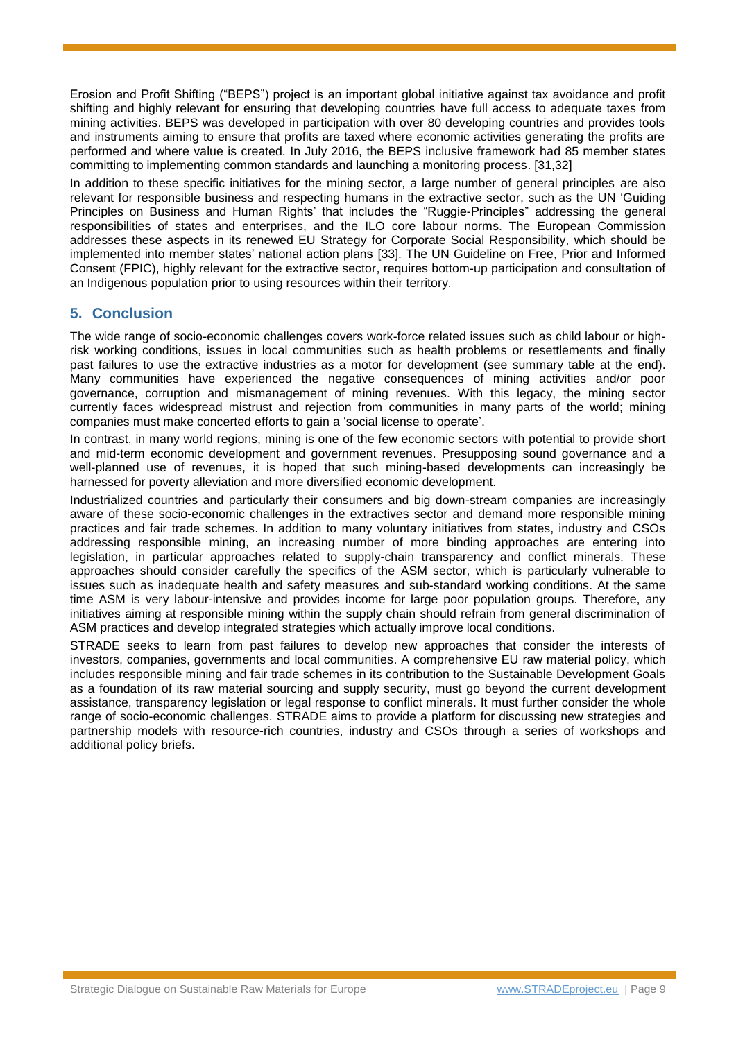Erosion and Profit Shifting ("BEPS") project is an important global initiative against tax avoidance and profit shifting and highly relevant for ensuring that developing countries have full access to adequate taxes from mining activities. BEPS was developed in participation with over 80 developing countries and provides tools and instruments aiming to ensure that profits are taxed where economic activities generating the profits are performed and where value is created. In July 2016, the BEPS inclusive framework had 85 member states committing to implementing common standards and launching a monitoring process. [31,32]

In addition to these specific initiatives for the mining sector, a large number of general principles are also relevant for responsible business and respecting humans in the extractive sector, such as the UN 'Guiding Principles on Business and Human Rights' that includes the "Ruggie-Principles" addressing the general responsibilities of states and enterprises, and the ILO core labour norms. The European Commission addresses these aspects in its renewed EU Strategy for Corporate Social Responsibility, which should be implemented into member states' national action plans [33]. The UN Guideline on Free, Prior and Informed Consent (FPIC), highly relevant for the extractive sector, requires bottom-up participation and consultation of an Indigenous population prior to using resources within their territory.

## 5. Conclusion

The wide range of socio-economic challenges covers work-force related issues such as child labour or high-risk working conditions, issues in local communities such as health problems or resettlements and finally past failures to use the extractive industries as a motor for development (see summary table at the end). Many communities have experienced the negative consequences of mining activities and/or poor governance, corruption and mismanagement of mining revenues. With this legacy, the mining sector currently faces widespread mistrust and rejection from communities in many parts of the world; mining companies must make concerted efforts to gain a 'social license to operate'.

In contrast, in many world regions, mining is one of the few economic sectors with potential to provide short and mid-term economic development and government revenues. Presupposing sound governance and a well-planned use of revenues, it is hoped that such mining-based developments can increasingly be harnessed for poverty alleviation and more diversified economic development.

Industrialized countries and particularly their consumers and big down-stream companies are increasingly aware of these socio-economic challenges in the extractives sector and demand more responsible mining practices and fair trade schemes. In addition to many voluntary initiatives from states, industry and CSOs addressing responsible mining, an increasing number of more binding approaches are entering into legislation, in particular approaches related to supply-chain transparency and conflict minerals. These approaches should consider carefully the specifics of the ASM sector, which is particularly vulnerable to issues such as inadequate health and safety measures and sub-standard working conditions. At the same time ASM is very labour-intensive and provides income for large poor population groups. Therefore, any initiatives aiming at responsible mining within the supply chain should refrain from general discrimination of ASM practices and develop integrated strategies which actually improve local conditions.

STRADE seeks to learn from past failures to develop new approaches that consider the interests of investors, companies, governments and local communities. A comprehensive EU raw material policy, which includes responsible mining and fair trade schemes in its contribution to the Sustainable Development Goals as a foundation of its raw material sourcing and supply security, must go beyond the current development assistance, transparency legislation or legal response to conflict minerals. It must further consider the whole range of socio-economic challenges. STRADE aims to provide a platform for discussing new strategies and partnership models with resource-rich countries, industry and CSOs through a series of workshops and additional policy briefs.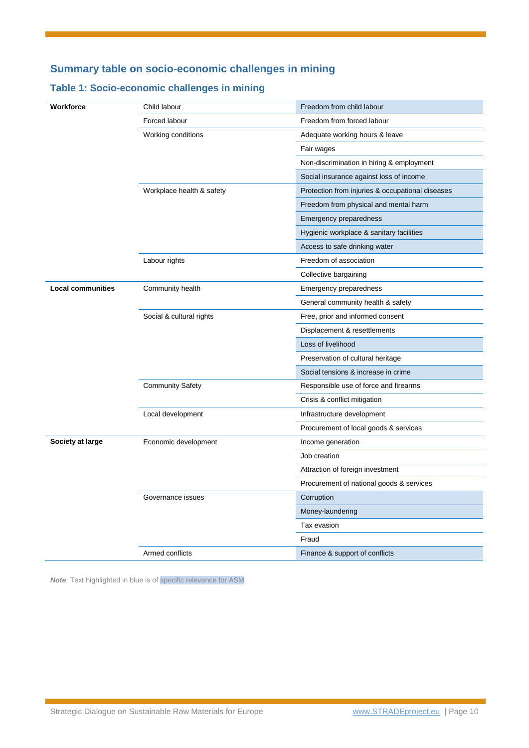## Summary table on socio-economic challenges in mining

### Table 1: Socio-economic challenges in mining

| | | |
|---|---|---|
| **Workforce** | Child labour | Freedom from child labour |
| | Forced labour | Freedom from forced labour |
| | Working conditions | Adequate working hours & leave |
| | | Fair wages |
| | | Non-discrimination in hiring & employment |
| | | Social insurance against loss of income |
| | Workplace health & safety | Protection from injuries & occupational diseases |
| | | Freedom from physical and mental harm |
| | | Emergency preparedness |
| | | Hygienic workplace & sanitary facilities |
| | | Access to safe drinking water |
| | Labour rights | Freedom of association |
| | | Collective bargaining |
| **Local communities** | Community health | Emergency preparedness |
| | | General community health & safety |
| | Social & cultural rights | Free, prior and informed consent |
| | | Displacement & resettlements |
| | | Loss of livelihood |
| | | Preservation of cultural heritage |
| | | Social tensions & increase in crime |
| | Community Safety | Responsible use of force and firearms |
| | | Crisis & conflict mitigation |
| | Local development | Infrastructure development |
| | | Procurement of local goods & services |
| **Society at large** | Economic development | Income generation |
| | | Job creation |
| | | Attraction of foreign investment |
| | | Procurement of national goods & services |
| | Governance issues | Corruption |
| | | Money-laundering |
| | | Tax evasion |
| | | Fraud |
| | Armed conflicts | Finance & support of conflicts |

***Note***: Text highlighted in blue is of specific relevance for ASM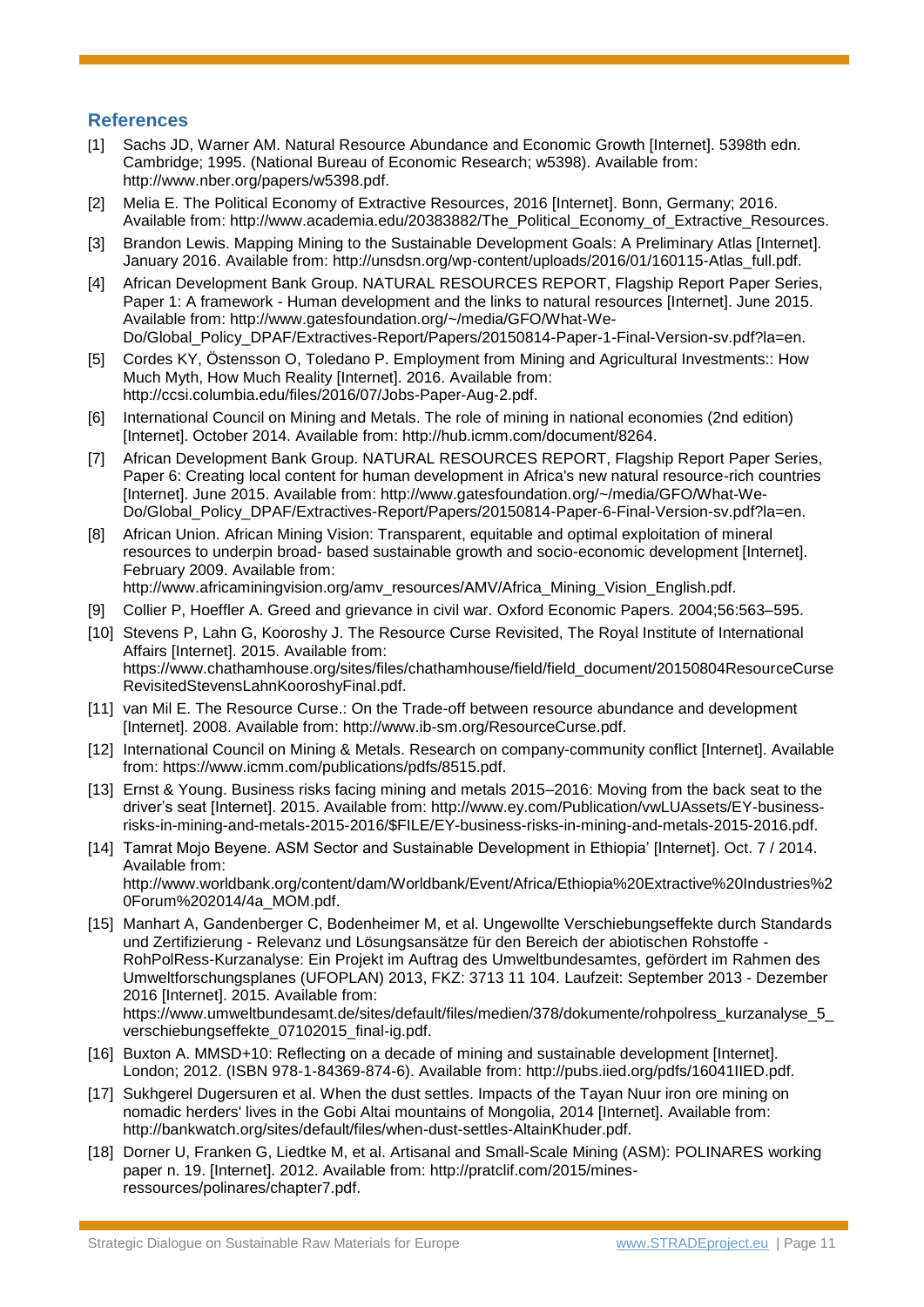## References

[1] Sachs JD, Warner AM. Natural Resource Abundance and Economic Growth [Internet]. 5398th edn. Cambridge; 1995. (National Bureau of Economic Research; w5398). Available from: http://www.nber.org/papers/w5398.pdf.

[2] Melia E. The Political Economy of Extractive Resources, 2016 [Internet]. Bonn, Germany; 2016. Available from: http://www.academia.edu/20383882/The_Political_Economy_of_Extractive_Resources.

[3] Brandon Lewis. Mapping Mining to the Sustainable Development Goals: A Preliminary Atlas [Internet]. January 2016. Available from: http://unsdsn.org/wp-content/uploads/2016/01/160115-Atlas_full.pdf.

[4] African Development Bank Group. NATURAL RESOURCES REPORT, Flagship Report Paper Series, Paper 1: A framework - Human development and the links to natural resources [Internet]. June 2015. Available from: http://www.gatesfoundation.org/~/media/GFO/What-We-Do/Global_Policy_DPAF/Extractives-Report/Papers/20150814-Paper-1-Final-Version-sv.pdf?la=en.

[5] Cordes KY, Östensson O, Toledano P. Employment from Mining and Agricultural Investments:: How Much Myth, How Much Reality [Internet]. 2016. Available from: http://ccsi.columbia.edu/files/2016/07/Jobs-Paper-Aug-2.pdf.

[6] International Council on Mining and Metals. The role of mining in national economies (2nd edition) [Internet]. October 2014. Available from: http://hub.icmm.com/document/8264.

[7] African Development Bank Group. NATURAL RESOURCES REPORT, Flagship Report Paper Series, Paper 6: Creating local content for human development in Africa's new natural resource-rich countries [Internet]. June 2015. Available from: http://www.gatesfoundation.org/~/media/GFO/What-We-Do/Global_Policy_DPAF/Extractives-Report/Papers/20150814-Paper-6-Final-Version-sv.pdf?la=en.

[8] African Union. African Mining Vision: Transparent, equitable and optimal exploitation of mineral resources to underpin broad- based sustainable growth and socio-economic development [Internet]. February 2009. Available from: http://www.africaminingvision.org/amv_resources/AMV/Africa_Mining_Vision_English.pdf.

[9] Collier P, Hoeffler A. Greed and grievance in civil war. Oxford Economic Papers. 2004;56:563–595.

[10] Stevens P, Lahn G, Kooroshy J. The Resource Curse Revisited, The Royal Institute of International Affairs [Internet]. 2015. Available from: https://www.chathamhouse.org/sites/files/chathamhouse/field/field_document/20150804ResourceCurseRevisitedStevensLahnKooroshyFinal.pdf.

[11] van Mil E. The Resource Curse.: On the Trade-off between resource abundance and development [Internet]. 2008. Available from: http://www.ib-sm.org/ResourceCurse.pdf.

[12] International Council on Mining & Metals. Research on company-community conflict [Internet]. Available from: https://www.icmm.com/publications/pdfs/8515.pdf.

[13] Ernst & Young. Business risks facing mining and metals 2015–2016: Moving from the back seat to the driver's seat [Internet]. 2015. Available from: http://www.ey.com/Publication/vwLUAssets/EY-business-risks-in-mining-and-metals-2015-2016/$FILE/EY-business-risks-in-mining-and-metals-2015-2016.pdf.

[14] Tamrat Mojo Beyene. ASM Sector and Sustainable Development in Ethiopia' [Internet]. Oct. 7 / 2014. Available from: http://www.worldbank.org/content/dam/Worldbank/Event/Africa/Ethiopia%20Extractive%20Industries%20Forum%202014/4a_MOM.pdf.

[15] Manhart A, Gandenberger C, Bodenheimer M, et al. Ungewollte Verschiebungseffekte durch Standards und Zertifizierung - Relevanz und Lösungsansätze für den Bereich der abiotischen Rohstoffe - RohPolRess-Kurzanalyse: Ein Projekt im Auftrag des Umweltbundesamtes, gefördert im Rahmen des Umweltforschungsplanes (UFOPLAN) 2013, FKZ: 3713 11 104. Laufzeit: September 2013 - Dezember 2016 [Internet]. 2015. Available from: https://www.umweltbundesamt.de/sites/default/files/medien/378/dokumente/rohpolress_kurzanalyse_5_verschiebungseffekte_07102015_final-ig.pdf.

[16] Buxton A. MMSD+10: Reflecting on a decade of mining and sustainable development [Internet]. London; 2012. (ISBN 978-1-84369-874-6). Available from: http://pubs.iied.org/pdfs/16041IIED.pdf.

[17] Sukhgerel Dugersuren et al. When the dust settles. Impacts of the Tayan Nuur iron ore mining on nomadic herders' lives in the Gobi Altai mountains of Mongolia, 2014 [Internet]. Available from: http://bankwatch.org/sites/default/files/when-dust-settles-AltainKhuder.pdf.

[18] Dorner U, Franken G, Liedtke M, et al. Artisanal and Small-Scale Mining (ASM): POLINARES working paper n. 19. [Internet]. 2012. Available from: http://pratclif.com/2015/mines-ressources/polinares/chapter7.pdf.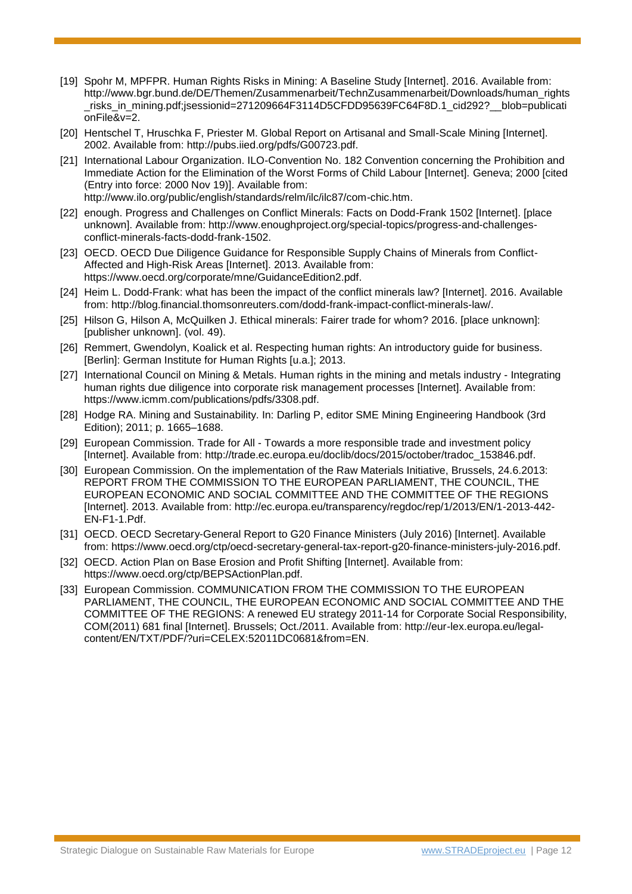[19] Spohr M, MPFPR. Human Rights Risks in Mining: A Baseline Study [Internet]. 2016. Available from: http://www.bgr.bund.de/DE/Themen/Zusammenarbeit/TechnZusammenarbeit/Downloads/human_rights_risks_in_mining.pdf;jsessionid=271209664F3114D5CFDD95639FC64F8D.1_cid292?__blob=publicationFile&v=2.

[20] Hentschel T, Hruschka F, Priester M. Global Report on Artisanal and Small-Scale Mining [Internet]. 2002. Available from: http://pubs.iied.org/pdfs/G00723.pdf.

[21] International Labour Organization. ILO-Convention No. 182 Convention concerning the Prohibition and Immediate Action for the Elimination of the Worst Forms of Child Labour [Internet]. Geneva; 2000 [cited (Entry into force: 2000 Nov 19)]. Available from: http://www.ilo.org/public/english/standards/relm/ilc/ilc87/com-chic.htm.

[22] enough. Progress and Challenges on Conflict Minerals: Facts on Dodd-Frank 1502 [Internet]. [place unknown]. Available from: http://www.enoughproject.org/special-topics/progress-and-challenges-conflict-minerals-facts-dodd-frank-1502.

[23] OECD. OECD Due Diligence Guidance for Responsible Supply Chains of Minerals from Conflict-Affected and High-Risk Areas [Internet]. 2013. Available from: https://www.oecd.org/corporate/mne/GuidanceEdition2.pdf.

[24] Heim L. Dodd-Frank: what has been the impact of the conflict minerals law? [Internet]. 2016. Available from: http://blog.financial.thomsonreuters.com/dodd-frank-impact-conflict-minerals-law/.

[25] Hilson G, Hilson A, McQuilken J. Ethical minerals: Fairer trade for whom? 2016. [place unknown]: [publisher unknown]. (vol. 49).

[26] Remmert, Gwendolyn, Koalick et al. Respecting human rights: An introductory guide for business. [Berlin]: German Institute for Human Rights [u.a.]; 2013.

[27] International Council on Mining & Metals. Human rights in the mining and metals industry - Integrating human rights due diligence into corporate risk management processes [Internet]. Available from: https://www.icmm.com/publications/pdfs/3308.pdf.

[28] Hodge RA. Mining and Sustainability. In: Darling P, editor SME Mining Engineering Handbook (3rd Edition); 2011; p. 1665–1688.

[29] European Commission. Trade for All - Towards a more responsible trade and investment policy [Internet]. Available from: http://trade.ec.europa.eu/doclib/docs/2015/october/tradoc_153846.pdf.

[30] European Commission. On the implementation of the Raw Materials Initiative, Brussels, 24.6.2013: REPORT FROM THE COMMISSION TO THE EUROPEAN PARLIAMENT, THE COUNCIL, THE EUROPEAN ECONOMIC AND SOCIAL COMMITTEE AND THE COMMITTEE OF THE REGIONS [Internet]. 2013. Available from: http://ec.europa.eu/transparency/regdoc/rep/1/2013/EN/1-2013-442-EN-F1-1.Pdf.

[31] OECD. OECD Secretary-General Report to G20 Finance Ministers (July 2016) [Internet]. Available from: https://www.oecd.org/ctp/oecd-secretary-general-tax-report-g20-finance-ministers-july-2016.pdf.

[32] OECD. Action Plan on Base Erosion and Profit Shifting [Internet]. Available from: https://www.oecd.org/ctp/BEPSActionPlan.pdf.

[33] European Commission. COMMUNICATION FROM THE COMMISSION TO THE EUROPEAN PARLIAMENT, THE COUNCIL, THE EUROPEAN ECONOMIC AND SOCIAL COMMITTEE AND THE COMMITTEE OF THE REGIONS: A renewed EU strategy 2011-14 for Corporate Social Responsibility, COM(2011) 681 final [Internet]. Brussels; Oct./2011. Available from: http://eur-lex.europa.eu/legal-content/EN/TXT/PDF/?uri=CELEX:52011DC0681&from=EN.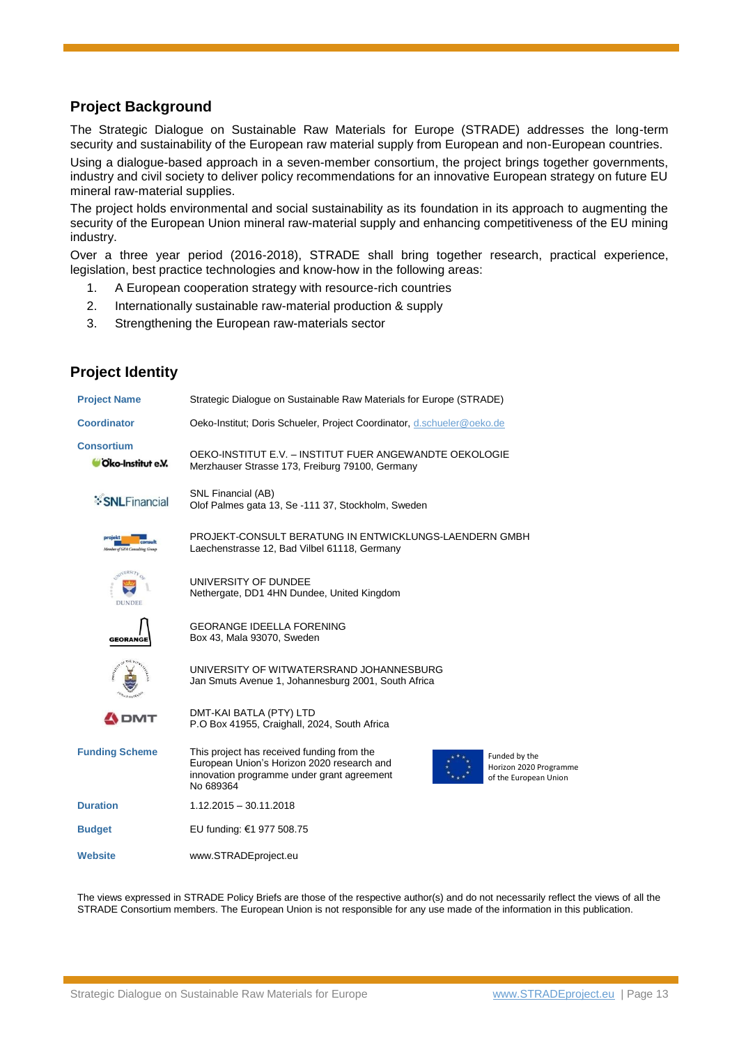## Project Background

The Strategic Dialogue on Sustainable Raw Materials for Europe (STRADE) addresses the long-term security and sustainability of the European raw material supply from European and non-European countries.

Using a dialogue-based approach in a seven-member consortium, the project brings together governments, industry and civil society to deliver policy recommendations for an innovative European strategy on future EU mineral raw-material supplies.

The project holds environmental and social sustainability as its foundation in its approach to augmenting the security of the European Union mineral raw-material supply and enhancing competitiveness of the EU mining industry.

Over a three year period (2016-2018), STRADE shall bring together research, practical experience, legislation, best practice technologies and know-how in the following areas:

1. A European cooperation strategy with resource-rich countries
2. Internationally sustainable raw-material production & supply
3. Strengthening the European raw-materials sector

## Project Identity

| | |
|---|---|
| **Project Name** | Strategic Dialogue on Sustainable Raw Materials for Europe (STRADE) |
| **Coordinator** | Oeko-Institut; Doris Schueler, Project Coordinator, d.schueler@oeko.de |
| **Consortium** Öko-Institut e.V. | OEKO-INSTITUT E.V. – INSTITUT FUER ANGEWANDTE OEKOLOGIE<br>Merzhauser Strasse 173, Freiburg 79100, Germany |
| SNLFinancial | SNL Financial (AB)<br>Olof Palmes gata 13, Se -111 37, Stockholm, Sweden |
| projekt consult | PROJEKT-CONSULT BERATUNG IN ENTWICKLUNGS-LAENDERN GMBH<br>Laechenstrasse 12, Bad Vilbel 61118, Germany |
| University of Dundee | UNIVERSITY OF DUNDEE<br>Nethergate, DD1 4HN Dundee, United Kingdom |
| GEORANGE | GEORANGE IDEELLA FORENING<br>Box 43, Mala 93070, Sweden |
| University of the Witwatersrand | UNIVERSITY OF WITWATERSRAND JOHANNESBURG<br>Jan Smuts Avenue 1, Johannesburg 2001, South Africa |
| DMT | DMT-KAI BATLA (PTY) LTD<br>P.O Box 41955, Craighall, 2024, South Africa |
| **Funding Scheme** | This project has received funding from the European Union's Horizon 2020 research and innovation programme under grant agreement No 689364<br>Funded by the Horizon 2020 Programme of the European Union |
| **Duration** | 1.12.2015 – 30.11.2018 |
| **Budget** | EU funding: €1 977 508.75 |
| **Website** | www.STRADEproject.eu |

The views expressed in STRADE Policy Briefs are those of the respective author(s) and do not necessarily reflect the views of all the STRADE Consortium members. The European Union is not responsible for any use made of the information in this publication.